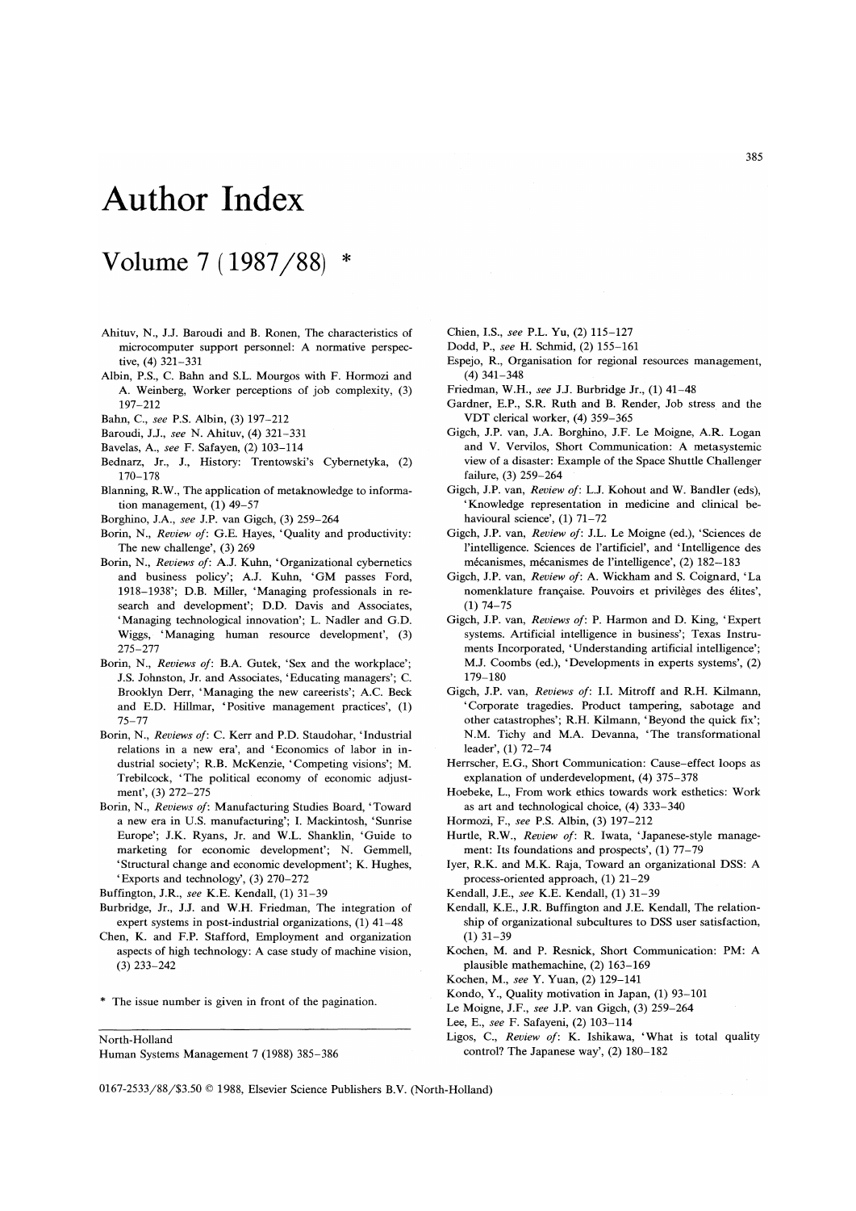// Author Index

## Volume 7 (1987/88) *

Ahituv, N., J.J. Baroudi and B. Ronen, The characteristics of microcomputer support personnel: A normative perspective, (4) 321–331

Albin, P.S., C. Bahn and S.L. Mourgos with F. Hormozi and A. Weinberg, Worker perceptions of job complexity, (3) 197–212

Bahn, C., *see* P.S. Albin, (3) 197–212

Baroudi, J.J., *see* N. Ahituv, (4) 321–331

Bavelas, A., *see* F. Safayen, (2) 103–114

Bednarz, Jr., J., History: Trentowski's Cybernetyka, (2) 170–178

Blanning, R.W., The application of metaknowledge to information management, (1) 49–57

Borghino, J.A., *see* J.P. van Gigch, (3) 259–264

Borin, N., *Review of*: G.E. Hayes, 'Quality and productivity: The new challenge', (3) 269

Borin, N., *Reviews of*: A.J. Kuhn, 'Organizational cybernetics and business policy'; A.J. Kuhn, 'GM passes Ford, 1918–1938'; D.B. Miller, 'Managing professionals in research and development'; D.D. Davis and Associates, 'Managing technological innovation'; L. Nadler and G.D. Wiggs, 'Managing human resource development', (3) 275–277

Borin, N., *Reviews of*: B.A. Gutek, 'Sex and the workplace'; J.S. Johnston, Jr. and Associates, 'Educating managers'; C. Brooklyn Derr, 'Managing the new careerists'; A.C. Beck and E.D. Hillmar, 'Positive management practices', (1) 75–77

Borin, N., *Reviews of*: C. Kerr and P.D. Staudohar, 'Industrial relations in a new era', and 'Economics of labor in industrial society'; R.B. McKenzie, 'Competing visions'; M. Trebilcock, 'The political economy of economic adjustment', (3) 272–275

Borin, N., *Reviews of*: Manufacturing Studies Board, 'Toward a new era in U.S. manufacturing'; I. Mackintosh, 'Sunrise Europe'; J.K. Ryans, Jr. and W.L. Shanklin, 'Guide to marketing for economic development'; N. Gemmell, 'Structural change and economic development'; K. Hughes, 'Exports and technology', (3) 270–272

Buffington, J.R., *see* K.E. Kendall, (1) 31–39

Burbridge, Jr., J.J. and W.H. Friedman, The integration of expert systems in post-industrial organizations, (1) 41–48

Chen, K. and F.P. Stafford, Employment and organization aspects of high technology: A case study of machine vision, (3) 233–242

Chien, I.S., *see* P.L. Yu, (2) 115–127

Dodd, P., *see* H. Schmid, (2) 155–161

Espejo, R., Organisation for regional resources management, (4) 341–348

Friedman, W.H., *see* J.J. Burbridge Jr., (1) 41–48

Gardner, E.P., S.R. Ruth and B. Render, Job stress and the VDT clerical worker, (4) 359–365

Gigch, J.P. van, J.A. Borghino, J.F. Le Moigne, A.R. Logan and V. Vervilos, Short Communication: A metasystemic view of a disaster: Example of the Space Shuttle Challenger failure, (3) 259–264

Gigch, J.P. van, *Review of*: L.J. Kohout and W. Bandler (eds), 'Knowledge representation in medicine and clinical behavioural science', (1) 71–72

Gigch, J.P. van, *Review of*: J.L. Le Moigne (ed.), 'Sciences de l'intelligence. Sciences de l'artificiel', and 'Intelligence des mécanismes, mécanismes de l'intelligence', (2) 182–183

Gigch, J.P. van, *Review of*: A. Wickham and S. Coignard, 'La nomenklature française. Pouvoirs et privilèges des élites', (1) 74–75

Gigch, J.P. van, *Reviews of*: P. Harmon and D. King, 'Expert systems. Artificial intelligence in business'; Texas Instruments Incorporated, 'Understanding artificial intelligence'; M.J. Coombs (ed.), 'Developments in experts systems', (2) 179–180

Gigch, J.P. van, *Reviews of*: I.I. Mitroff and R.H. Kilmann, 'Corporate tragedies. Product tampering, sabotage and other catastrophes'; R.H. Kilmann, 'Beyond the quick fix'; N.M. Tichy and M.A. Devanna, 'The transformational leader', (1) 72–74

Herrscher, E.G., Short Communication: Cause–effect loops as explanation of underdevelopment, (4) 375–378

Hoebeke, L., From work ethics towards work esthetics: Work as art and technological choice, (4) 333–340

Hormozi, F., *see* P.S. Albin, (3) 197–212

Hurtle, R.W., *Review of*: R. Iwata, 'Japanese-style management: Its foundations and prospects', (1) 77–79

Iyer, R.K. and M.K. Raja, Toward an organizational DSS: A process-oriented approach, (1) 21–29

Kendall, J.E., *see* K.E. Kendall, (1) 31–39

Kendall, K.E., J.R. Buffington and J.E. Kendall, The relationship of organizational subcultures to DSS user satisfaction, (1) 31–39

Kochen, M. and P. Resnick, Short Communication: PM: A plausible mathemachine, (2) 163–169

Kochen, M., *see* Y. Yuan, (2) 129–141

Kondo, Y., Quality motivation in Japan, (1) 93–101

Le Moigne, J.F., *see* J.P. van Gigch, (3) 259–264

Lee, E., *see* F. Safayeni, (2) 103–114

Ligos, C., *Review of*: K. Ishikawa, 'What is total quality control? The Japanese way', (2) 180–182

* The issue number is given in front of the pagination.

North-Holland
Human Systems Management 7 (1988) 385–386

0167-2533/88/$3.50 © 1988, Elsevier Science Publishers B.V. (North-Holland)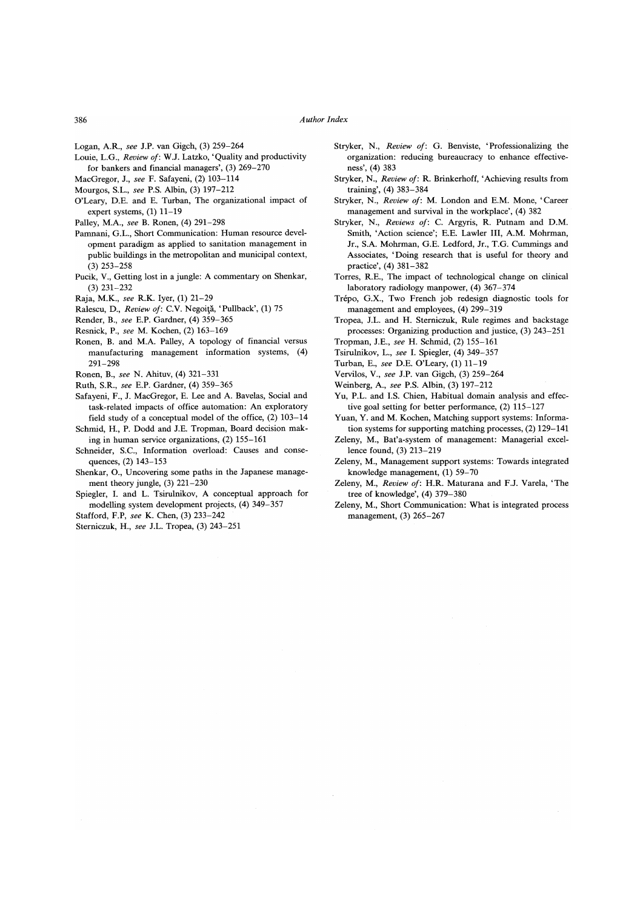Logan, A.R., *see* J.P. van Gigch, (3) 259–264

Louie, L.G., *Review of*: W.J. Latzko, 'Quality and productivity for bankers and financial managers', (3) 269–270

MacGregor, J., *see* F. Safayeni, (2) 103–114

Mourgos, S.L., *see* P.S. Albin, (3) 197–212

O'Leary, D.E. and E. Turban, The organizational impact of expert systems, (1) 11–19

Palley, M.A., *see* B. Ronen, (4) 291–298

Pamnani, G.L., Short Communication: Human resource development paradigm as applied to sanitation management in public buildings in the metropolitan and municipal context, (3) 253–258

Pucik, V., Getting lost in a jungle: A commentary on Shenkar, (3) 231–232

Raja, M.K., *see* R.K. Iyer, (1) 21–29

Ralescu, D., *Review of*: C.V. Negoiţă, 'Pullback', (1) 75

Render, B., *see* E.P. Gardner, (4) 359–365

Resnick, P., *see* M. Kochen, (2) 163–169

Ronen, B. and M.A. Palley, A topology of financial versus manufacturing management information systems, (4) 291–298

Ronen, B., *see* N. Ahituv, (4) 321–331

Ruth, S.R., *see* E.P. Gardner, (4) 359–365

Safayeni, F., J. MacGregor, E. Lee and A. Bavelas, Social and task-related impacts of office automation: An exploratory field study of a conceptual model of the office, (2) 103–14

Schmid, H., P. Dodd and J.E. Tropman, Board decision making in human service organizations, (2) 155–161

Schneider, S.C., Information overload: Causes and consequences, (2) 143–153

Shenkar, O., Uncovering some paths in the Japanese management theory jungle, (3) 221–230

Spiegler, I. and L. Tsirulnikov, A conceptual approach for modelling system development projects, (4) 349–357

Stafford, F.P, *see* K. Chen, (3) 233–242

Sterniczuk, H., *see* J.L. Tropea, (3) 243–251

Stryker, N., *Review of*: G. Benviste, 'Professionalizing the organization: reducing bureaucracy to enhance effectiveness', (4) 383

Stryker, N., *Review of*: R. Brinkerhoff, 'Achieving results from training', (4) 383–384

Stryker, N., *Review of*: M. London and E.M. Mone, 'Career management and survival in the workplace', (4) 382

Stryker, N., *Reviews of*: C. Argyris, R. Putnam and D.M. Smith, 'Action science'; E.E. Lawler III, A.M. Mohrman, Jr., S.A. Mohrman, G.E. Ledford, Jr., T.G. Cummings and Associates, 'Doing research that is useful for theory and practice', (4) 381–382

Torres, R.E., The impact of technological change on clinical laboratory radiology manpower, (4) 367–374

Trépo, G.X., Two French job redesign diagnostic tools for management and employees, (4) 299–319

Tropea, J.L. and H. Sterniczuk, Rule regimes and backstage processes: Organizing production and justice, (3) 243–251

Tropman, J.E., *see* H. Schmid, (2) 155–161

Tsirulnikov, L., *see* I. Spiegler, (4) 349–357

Turban, E., *see* D.E. O'Leary, (1) 11–19

Vervilos, V., *see* J.P. van Gigch, (3) 259–264

Weinberg, A., *see* P.S. Albin, (3) 197–212

Yu, P.L. and I.S. Chien, Habitual domain analysis and effective goal setting for better performance, (2) 115–127

Yuan, Y. and M. Kochen, Matching support systems: Information systems for supporting matching processes, (2) 129–141

Zeleny, M., Bat'a-system of management: Managerial excellence found, (3) 213–219

Zeleny, M., Management support systems: Towards integrated knowledge management, (1) 59–70

Zeleny, M., *Review of*: H.R. Maturana and F.J. Varela, 'The tree of knowledge', (4) 379–380

Zeleny, M., Short Communication: What is integrated process management, (3) 265–267